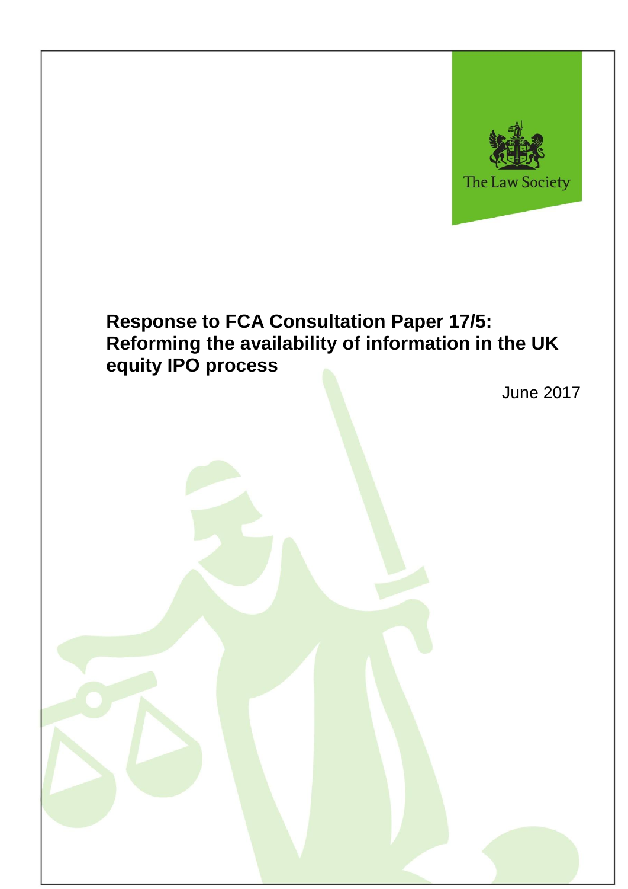The Law Society

# Response to FCA Consultation Paper 17/5: Reforming the availability of information in the UK equity IPO process

June 2017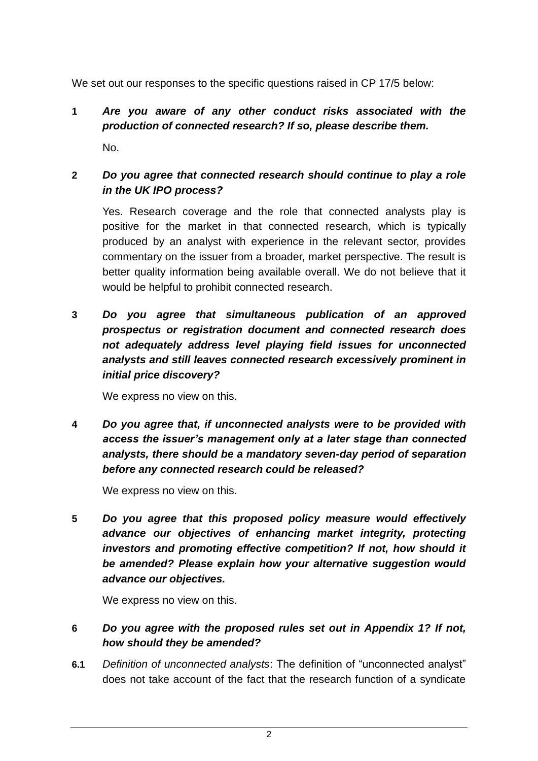We set out our responses to the specific questions raised in CP 17/5 below:

**1** ***Are you aware of any other conduct risks associated with the production of connected research? If so, please describe them.***

No.

**2** ***Do you agree that connected research should continue to play a role in the UK IPO process?***

Yes. Research coverage and the role that connected analysts play is positive for the market in that connected research, which is typically produced by an analyst with experience in the relevant sector, provides commentary on the issuer from a broader, market perspective. The result is better quality information being available overall. We do not believe that it would be helpful to prohibit connected research.

**3** ***Do you agree that simultaneous publication of an approved prospectus or registration document and connected research does not adequately address level playing field issues for unconnected analysts and still leaves connected research excessively prominent in initial price discovery?***

We express no view on this.

**4** ***Do you agree that, if unconnected analysts were to be provided with access the issuer's management only at a later stage than connected analysts, there should be a mandatory seven-day period of separation before any connected research could be released?***

We express no view on this.

**5** ***Do you agree that this proposed policy measure would effectively advance our objectives of enhancing market integrity, protecting investors and promoting effective competition? If not, how should it be amended? Please explain how your alternative suggestion would advance our objectives.***

We express no view on this.

**6** ***Do you agree with the proposed rules set out in Appendix 1? If not, how should they be amended?***

**6.1** *Definition of unconnected analysts*: The definition of "unconnected analyst" does not take account of the fact that the research function of a syndicate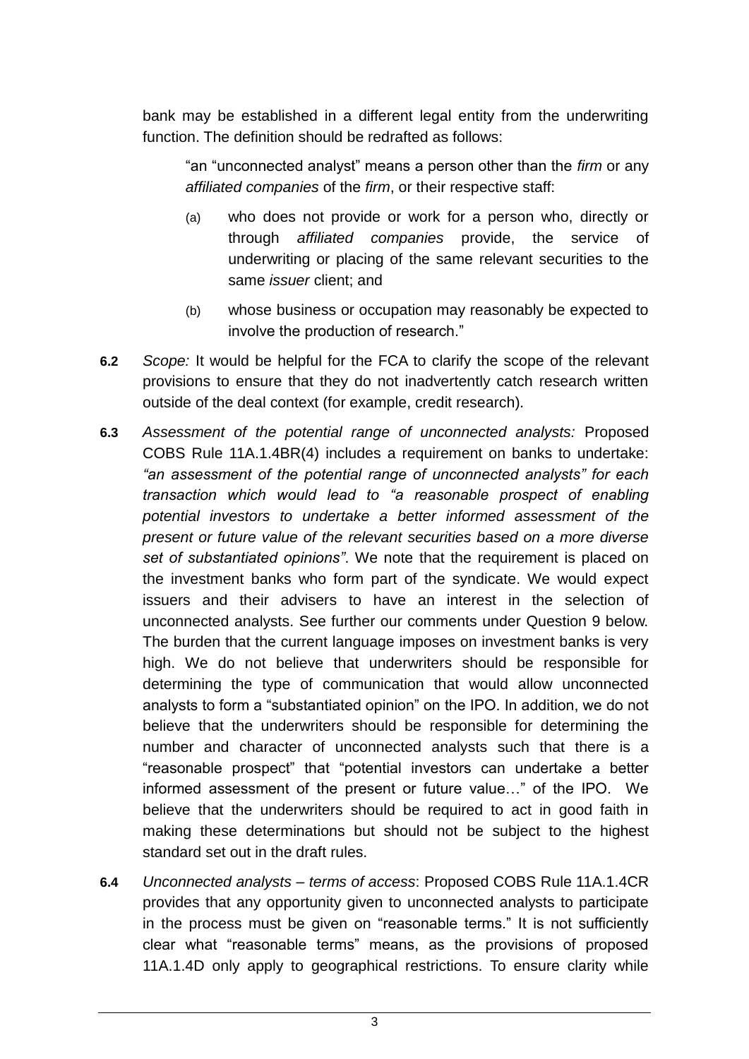bank may be established in a different legal entity from the underwriting function. The definition should be redrafted as follows:

> "an "unconnected analyst" means a person other than the *firm* or any *affiliated companies* of the *firm*, or their respective staff:
>
> (a) who does not provide or work for a person who, directly or through *affiliated companies* provide, the service of underwriting or placing of the same relevant securities to the same *issuer* client; and
>
> (b) whose business or occupation may reasonably be expected to involve the production of research."

**6.2** *Scope:* It would be helpful for the FCA to clarify the scope of the relevant provisions to ensure that they do not inadvertently catch research written outside of the deal context (for example, credit research).

**6.3** *Assessment of the potential range of unconnected analysts:* Proposed COBS Rule 11A.1.4BR(4) includes a requirement on banks to undertake: *"an assessment of the potential range of unconnected analysts" for each transaction which would lead to "a reasonable prospect of enabling potential investors to undertake a better informed assessment of the present or future value of the relevant securities based on a more diverse set of substantiated opinions"*. We note that the requirement is placed on the investment banks who form part of the syndicate. We would expect issuers and their advisers to have an interest in the selection of unconnected analysts. See further our comments under Question 9 below. The burden that the current language imposes on investment banks is very high. We do not believe that underwriters should be responsible for determining the type of communication that would allow unconnected analysts to form a "substantiated opinion" on the IPO. In addition, we do not believe that the underwriters should be responsible for determining the number and character of unconnected analysts such that there is a "reasonable prospect" that "potential investors can undertake a better informed assessment of the present or future value…" of the IPO. We believe that the underwriters should be required to act in good faith in making these determinations but should not be subject to the highest standard set out in the draft rules.

**6.4** *Unconnected analysts – terms of access*: Proposed COBS Rule 11A.1.4CR provides that any opportunity given to unconnected analysts to participate in the process must be given on "reasonable terms." It is not sufficiently clear what "reasonable terms" means, as the provisions of proposed 11A.1.4D only apply to geographical restrictions. To ensure clarity while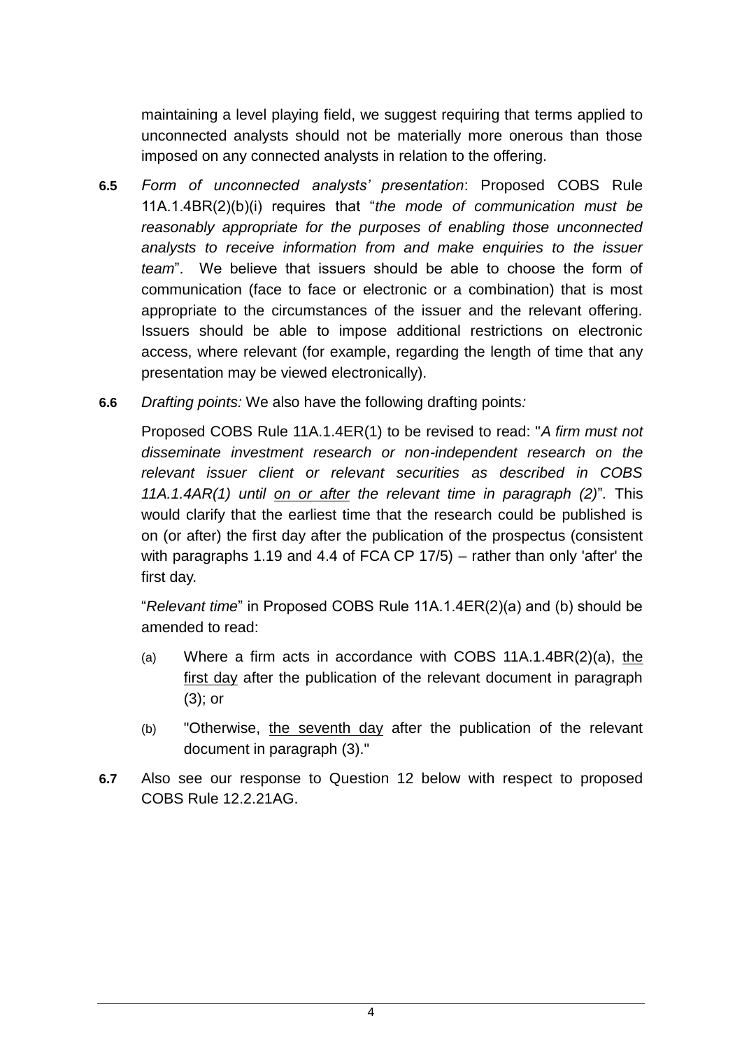maintaining a level playing field, we suggest requiring that terms applied to unconnected analysts should not be materially more onerous than those imposed on any connected analysts in relation to the offering.

**6.5** *Form of unconnected analysts' presentation*: Proposed COBS Rule 11A.1.4BR(2)(b)(i) requires that "*the mode of communication must be reasonably appropriate for the purposes of enabling those unconnected analysts to receive information from and make enquiries to the issuer team*". We believe that issuers should be able to choose the form of communication (face to face or electronic or a combination) that is most appropriate to the circumstances of the issuer and the relevant offering. Issuers should be able to impose additional restrictions on electronic access, where relevant (for example, regarding the length of time that any presentation may be viewed electronically).

**6.6** *Drafting points:* We also have the following drafting points*:*

Proposed COBS Rule 11A.1.4ER(1) to be revised to read: "*A firm must not disseminate investment research or non-independent research on the relevant issuer client or relevant securities as described in COBS 11A.1.4AR(1) until <u>on or after</u> the relevant time in paragraph (2)*". This would clarify that the earliest time that the research could be published is on (or after) the first day after the publication of the prospectus (consistent with paragraphs 1.19 and 4.4 of FCA CP 17/5) – rather than only 'after' the first day.

"*Relevant time*" in Proposed COBS Rule 11A.1.4ER(2)(a) and (b) should be amended to read:

(a) Where a firm acts in accordance with COBS 11A.1.4BR(2)(a), <u>the first day</u> after the publication of the relevant document in paragraph (3); or

(b) "Otherwise, <u>the seventh day</u> after the publication of the relevant document in paragraph (3)."

**6.7** Also see our response to Question 12 below with respect to proposed COBS Rule 12.2.21AG.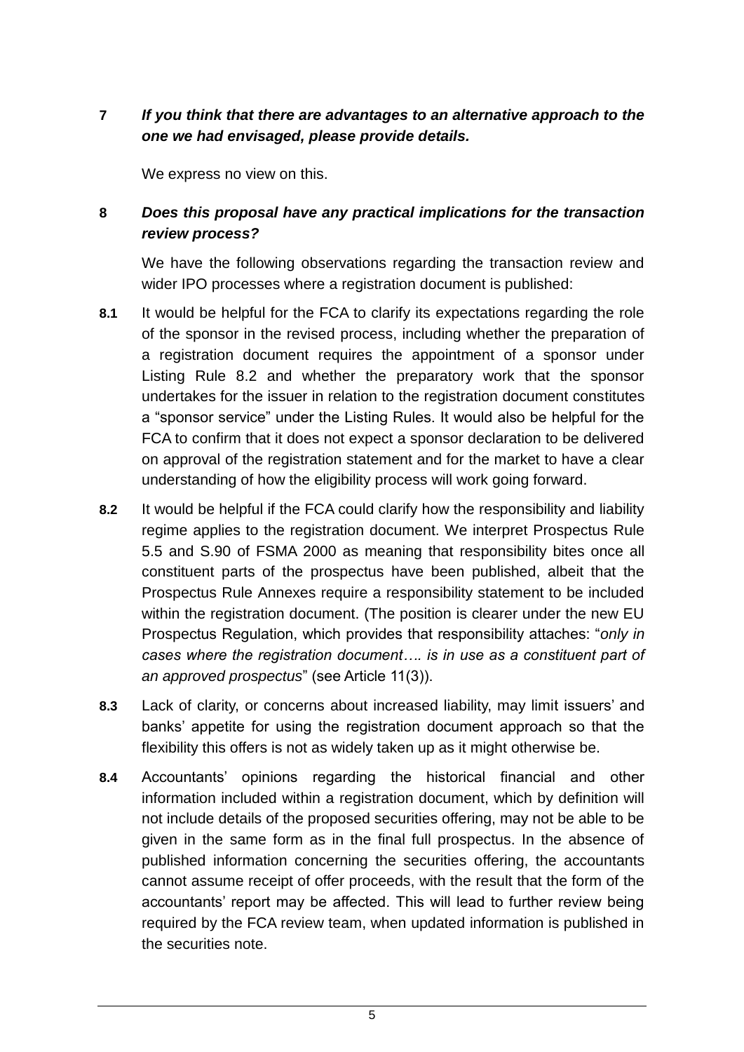**7** ***If you think that there are advantages to an alternative approach to the one we had envisaged, please provide details.***

We express no view on this.

**8** ***Does this proposal have any practical implications for the transaction review process?***

We have the following observations regarding the transaction review and wider IPO processes where a registration document is published:

**8.1** It would be helpful for the FCA to clarify its expectations regarding the role of the sponsor in the revised process, including whether the preparation of a registration document requires the appointment of a sponsor under Listing Rule 8.2 and whether the preparatory work that the sponsor undertakes for the issuer in relation to the registration document constitutes a "sponsor service" under the Listing Rules. It would also be helpful for the FCA to confirm that it does not expect a sponsor declaration to be delivered on approval of the registration statement and for the market to have a clear understanding of how the eligibility process will work going forward.

**8.2** It would be helpful if the FCA could clarify how the responsibility and liability regime applies to the registration document. We interpret Prospectus Rule 5.5 and S.90 of FSMA 2000 as meaning that responsibility bites once all constituent parts of the prospectus have been published, albeit that the Prospectus Rule Annexes require a responsibility statement to be included within the registration document. (The position is clearer under the new EU Prospectus Regulation, which provides that responsibility attaches: "*only in cases where the registration document…. is in use as a constituent part of an approved prospectus*" (see Article 11(3)).

**8.3** Lack of clarity, or concerns about increased liability, may limit issuers' and banks' appetite for using the registration document approach so that the flexibility this offers is not as widely taken up as it might otherwise be.

**8.4** Accountants' opinions regarding the historical financial and other information included within a registration document, which by definition will not include details of the proposed securities offering, may not be able to be given in the same form as in the final full prospectus. In the absence of published information concerning the securities offering, the accountants cannot assume receipt of offer proceeds, with the result that the form of the accountants' report may be affected. This will lead to further review being required by the FCA review team, when updated information is published in the securities note.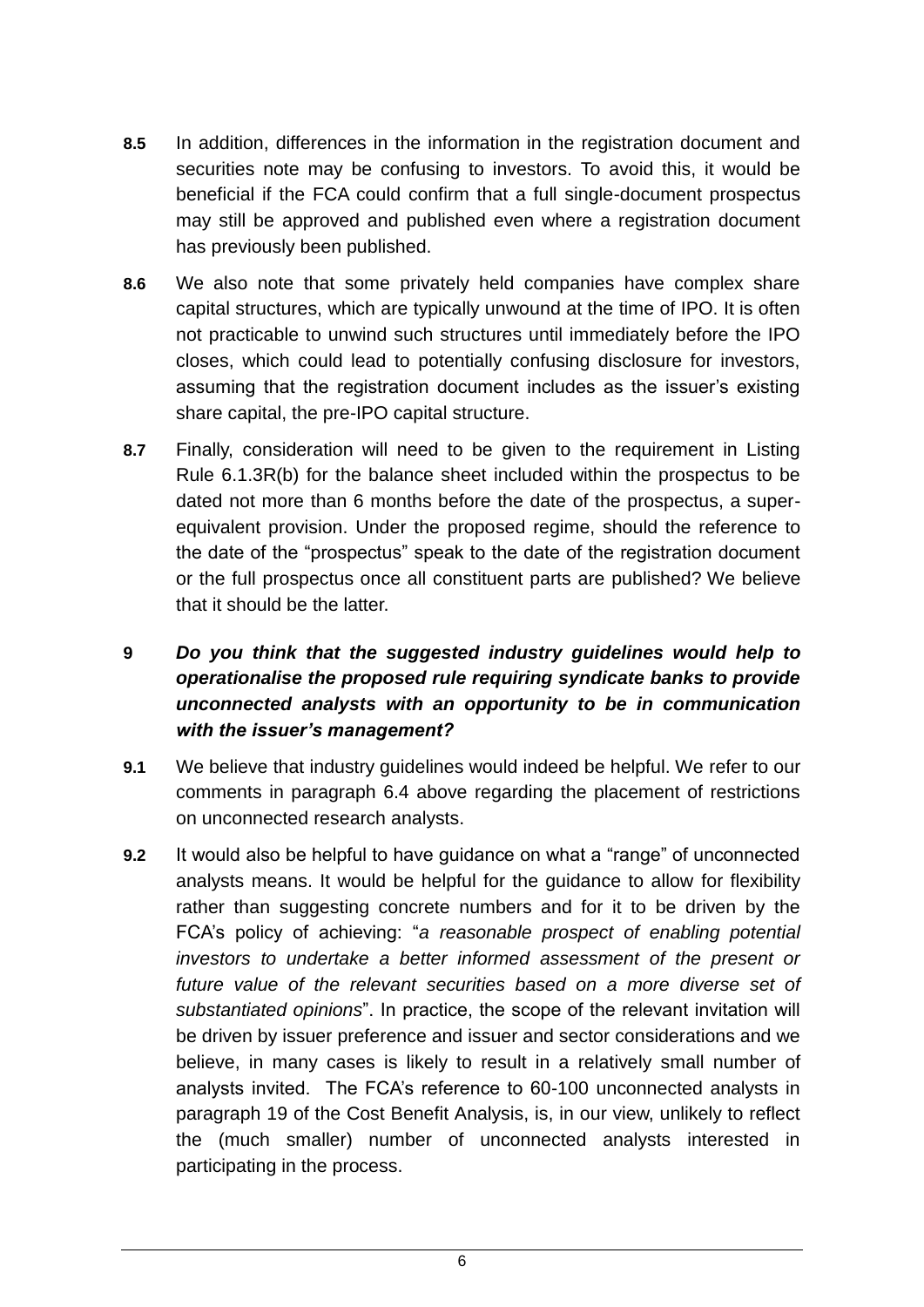**8.5** In addition, differences in the information in the registration document and securities note may be confusing to investors. To avoid this, it would be beneficial if the FCA could confirm that a full single-document prospectus may still be approved and published even where a registration document has previously been published.

**8.6** We also note that some privately held companies have complex share capital structures, which are typically unwound at the time of IPO. It is often not practicable to unwind such structures until immediately before the IPO closes, which could lead to potentially confusing disclosure for investors, assuming that the registration document includes as the issuer's existing share capital, the pre-IPO capital structure.

**8.7** Finally, consideration will need to be given to the requirement in Listing Rule 6.1.3R(b) for the balance sheet included within the prospectus to be dated not more than 6 months before the date of the prospectus, a super-equivalent provision. Under the proposed regime, should the reference to the date of the "prospectus" speak to the date of the registration document or the full prospectus once all constituent parts are published? We believe that it should be the latter.

**9** ***Do you think that the suggested industry guidelines would help to operationalise the proposed rule requiring syndicate banks to provide unconnected analysts with an opportunity to be in communication with the issuer's management?***

**9.1** We believe that industry guidelines would indeed be helpful. We refer to our comments in paragraph 6.4 above regarding the placement of restrictions on unconnected research analysts.

**9.2** It would also be helpful to have guidance on what a "range" of unconnected analysts means. It would be helpful for the guidance to allow for flexibility rather than suggesting concrete numbers and for it to be driven by the FCA's policy of achieving: "*a reasonable prospect of enabling potential investors to undertake a better informed assessment of the present or future value of the relevant securities based on a more diverse set of substantiated opinions*". In practice, the scope of the relevant invitation will be driven by issuer preference and issuer and sector considerations and we believe, in many cases is likely to result in a relatively small number of analysts invited. The FCA's reference to 60-100 unconnected analysts in paragraph 19 of the Cost Benefit Analysis, is, in our view, unlikely to reflect the (much smaller) number of unconnected analysts interested in participating in the process.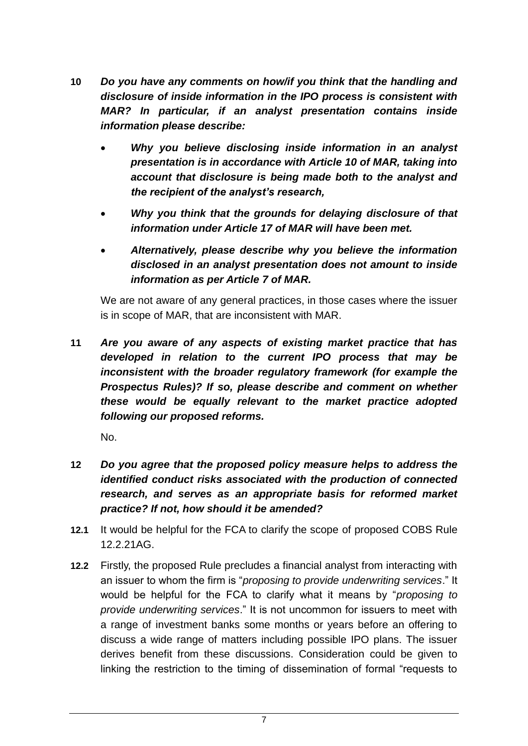**10** ***Do you have any comments on how/if you think that the handling and disclosure of inside information in the IPO process is consistent with MAR? In particular, if an analyst presentation contains inside information please describe:***

- ***Why you believe disclosing inside information in an analyst presentation is in accordance with Article 10 of MAR, taking into account that disclosure is being made both to the analyst and the recipient of the analyst's research,***
- ***Why you think that the grounds for delaying disclosure of that information under Article 17 of MAR will have been met.***
- ***Alternatively, please describe why you believe the information disclosed in an analyst presentation does not amount to inside information as per Article 7 of MAR.***

We are not aware of any general practices, in those cases where the issuer is in scope of MAR, that are inconsistent with MAR.

**11** ***Are you aware of any aspects of existing market practice that has developed in relation to the current IPO process that may be inconsistent with the broader regulatory framework (for example the Prospectus Rules)? If so, please describe and comment on whether these would be equally relevant to the market practice adopted following our proposed reforms.***

No.

**12** ***Do you agree that the proposed policy measure helps to address the identified conduct risks associated with the production of connected research, and serves as an appropriate basis for reformed market practice? If not, how should it be amended?***

**12.1** It would be helpful for the FCA to clarify the scope of proposed COBS Rule 12.2.21AG.

**12.2** Firstly, the proposed Rule precludes a financial analyst from interacting with an issuer to whom the firm is "*proposing to provide underwriting services*." It would be helpful for the FCA to clarify what it means by "*proposing to provide underwriting services*." It is not uncommon for issuers to meet with a range of investment banks some months or years before an offering to discuss a wide range of matters including possible IPO plans. The issuer derives benefit from these discussions. Consideration could be given to linking the restriction to the timing of dissemination of formal "requests to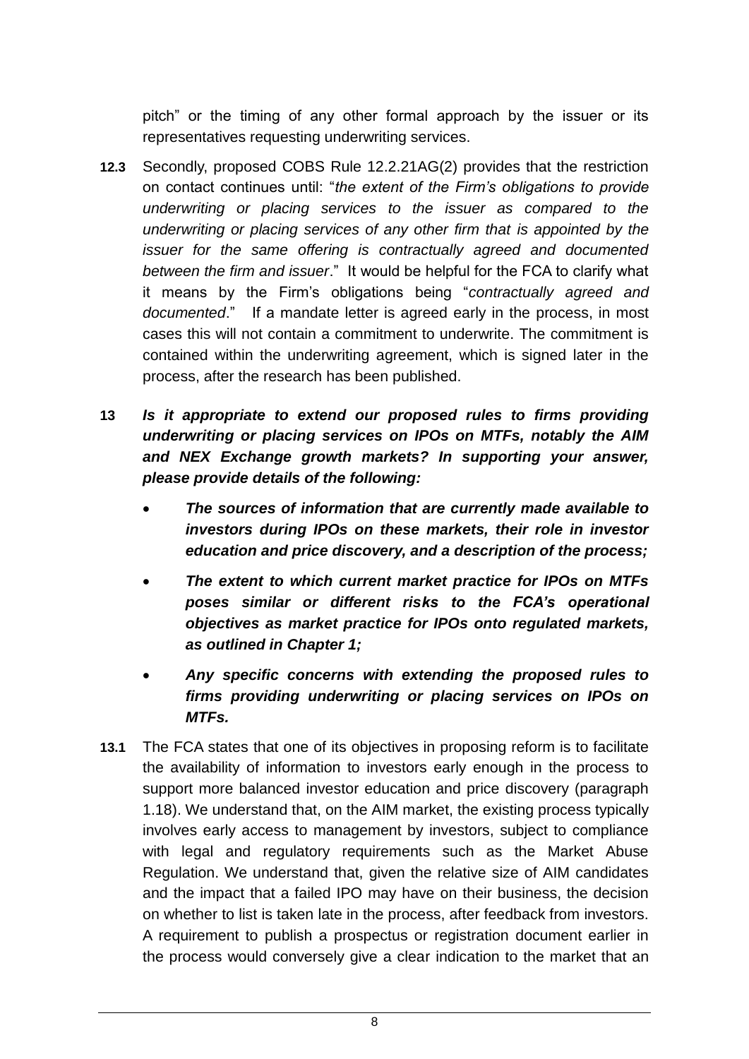pitch" or the timing of any other formal approach by the issuer or its representatives requesting underwriting services.

**12.3** Secondly, proposed COBS Rule 12.2.21AG(2) provides that the restriction on contact continues until: "*the extent of the Firm's obligations to provide underwriting or placing services to the issuer as compared to the underwriting or placing services of any other firm that is appointed by the issuer for the same offering is contractually agreed and documented between the firm and issuer*." It would be helpful for the FCA to clarify what it means by the Firm's obligations being "*contractually agreed and documented*." If a mandate letter is agreed early in the process, in most cases this will not contain a commitment to underwrite. The commitment is contained within the underwriting agreement, which is signed later in the process, after the research has been published.

**13** ***Is it appropriate to extend our proposed rules to firms providing underwriting or placing services on IPOs on MTFs, notably the AIM and NEX Exchange growth markets? In supporting your answer, please provide details of the following:***

- ***The sources of information that are currently made available to investors during IPOs on these markets, their role in investor education and price discovery, and a description of the process;***
- ***The extent to which current market practice for IPOs on MTFs poses similar or different risks to the FCA's operational objectives as market practice for IPOs onto regulated markets, as outlined in Chapter 1;***
- ***Any specific concerns with extending the proposed rules to firms providing underwriting or placing services on IPOs on MTFs.***

**13.1** The FCA states that one of its objectives in proposing reform is to facilitate the availability of information to investors early enough in the process to support more balanced investor education and price discovery (paragraph 1.18). We understand that, on the AIM market, the existing process typically involves early access to management by investors, subject to compliance with legal and regulatory requirements such as the Market Abuse Regulation. We understand that, given the relative size of AIM candidates and the impact that a failed IPO may have on their business, the decision on whether to list is taken late in the process, after feedback from investors. A requirement to publish a prospectus or registration document earlier in the process would conversely give a clear indication to the market that an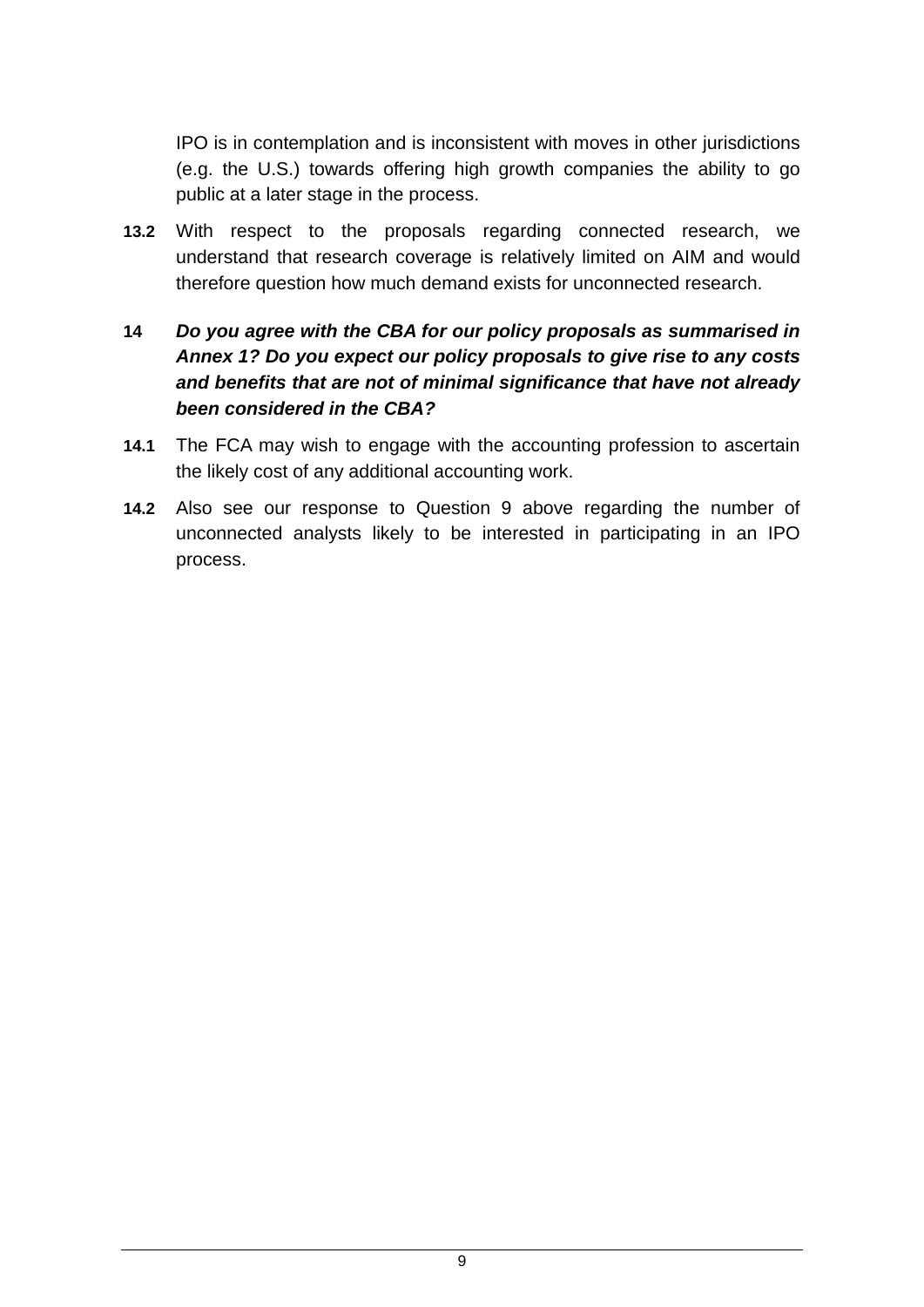IPO is in contemplation and is inconsistent with moves in other jurisdictions (e.g. the U.S.) towards offering high growth companies the ability to go public at a later stage in the process.

**13.2** With respect to the proposals regarding connected research, we understand that research coverage is relatively limited on AIM and would therefore question how much demand exists for unconnected research.

**14** ***Do you agree with the CBA for our policy proposals as summarised in Annex 1? Do you expect our policy proposals to give rise to any costs and benefits that are not of minimal significance that have not already been considered in the CBA?***

**14.1** The FCA may wish to engage with the accounting profession to ascertain the likely cost of any additional accounting work.

**14.2** Also see our response to Question 9 above regarding the number of unconnected analysts likely to be interested in participating in an IPO process.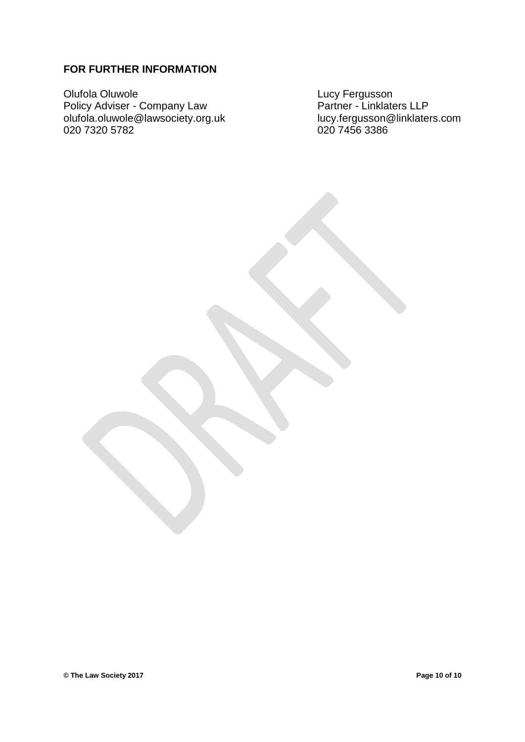**FOR FURTHER INFORMATION**

Olufola Oluwole
Policy Adviser - Company Law
olufola.oluwole@lawsociety.org.uk
020 7320 5782

Lucy Fergusson
Partner - Linklaters LLP
lucy.fergusson@linklaters.com
020 7456 3386